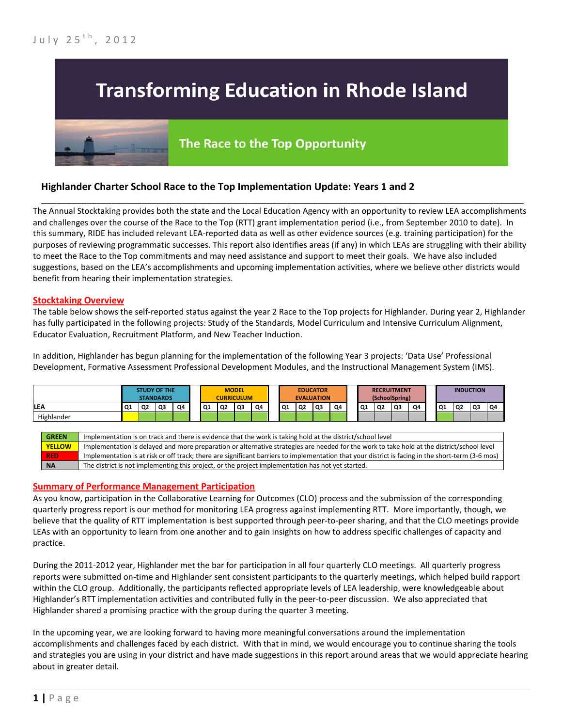July 25th, 2012

# Transforming Education in Rhode Island

## The Race to the Top Opportunity

### Highlander Charter School Race to the Top Implementation Update: Years 1 and 2

The Annual Stocktaking provides both the state and the Local Education Agency with an opportunity to review LEA accomplishments and challenges over the course of the Race to the Top (RTT) grant implementation period (i.e., from September 2010 to date). In this summary, RIDE has included relevant LEA-reported data as well as other evidence sources (e.g. training participation) for the purposes of reviewing programmatic successes. This report also identifies areas (if any) in which LEAs are struggling with their ability to meet the Race to the Top commitments and may need assistance and support to meet their goals. We have also included suggestions, based on the LEA's accomplishments and upcoming implementation activities, where we believe other districts would benefit from hearing their implementation strategies.

**Stocktaking Overview**

The table below shows the self-reported status against the year 2 Race to the Top projects for Highlander. During year 2, Highlander has fully participated in the following projects: Study of the Standards, Model Curriculum and Intensive Curriculum Alignment, Educator Evaluation, Recruitment Platform, and New Teacher Induction.

In addition, Highlander has begun planning for the implementation of the following Year 3 projects: 'Data Use' Professional Development, Formative Assessment Professional Development Modules, and the Instructional Management System (IMS).

| | STUDY OF THE STANDARDS | | | | MODEL CURRICULUM | | | | EDUCATOR EVALUATION | | | | RECRUITMENT (SchoolSpring) | | | | INDUCTION | | | |
|---|---|---|---|---|---|---|---|---|---|---|---|---|---|---|---|---|---|---|---|---|
| LEA | Q1 | Q2 | Q3 | Q4 | Q1 | Q2 | Q3 | Q4 | Q1 | Q2 | Q3 | Q4 | Q1 | Q2 | Q3 | Q4 | Q1 | Q2 | Q3 | Q4 |
| Highlander | Yellow | Green | Green | Green | Green | Green | Green | Green | Green | Green | Green | Green | NA | NA | NA | NA | Green | NA | NA | NA |

| | |
|---|---|
| GREEN | Implementation is on track and there is evidence that the work is taking hold at the district/school level |
| YELLOW | Implementation is delayed and more preparation or alternative strategies are needed for the work to take hold at the district/school level |
| RED | Implementation is at risk or off track; there are significant barriers to implementation that your district is facing in the short-term (3-6 mos) |
| NA | The district is not implementing this project, or the project implementation has not yet started. |

**Summary of Performance Management Participation**

As you know, participation in the Collaborative Learning for Outcomes (CLO) process and the submission of the corresponding quarterly progress report is our method for monitoring LEA progress against implementing RTT. More importantly, though, we believe that the quality of RTT implementation is best supported through peer-to-peer sharing, and that the CLO meetings provide LEAs with an opportunity to learn from one another and to gain insights on how to address specific challenges of capacity and practice.

During the 2011-2012 year, Highlander met the bar for participation in all four quarterly CLO meetings. All quarterly progress reports were submitted on-time and Highlander sent consistent participants to the quarterly meetings, which helped build rapport within the CLO group. Additionally, the participants reflected appropriate levels of LEA leadership, were knowledgeable about Highlander's RTT implementation activities and contributed fully in the peer-to-peer discussion. We also appreciated that Highlander shared a promising practice with the group during the quarter 3 meeting.

In the upcoming year, we are looking forward to having more meaningful conversations around the implementation accomplishments and challenges faced by each district. With that in mind, we would encourage you to continue sharing the tools and strategies you are using in your district and have made suggestions in this report around areas that we would appreciate hearing about in greater detail.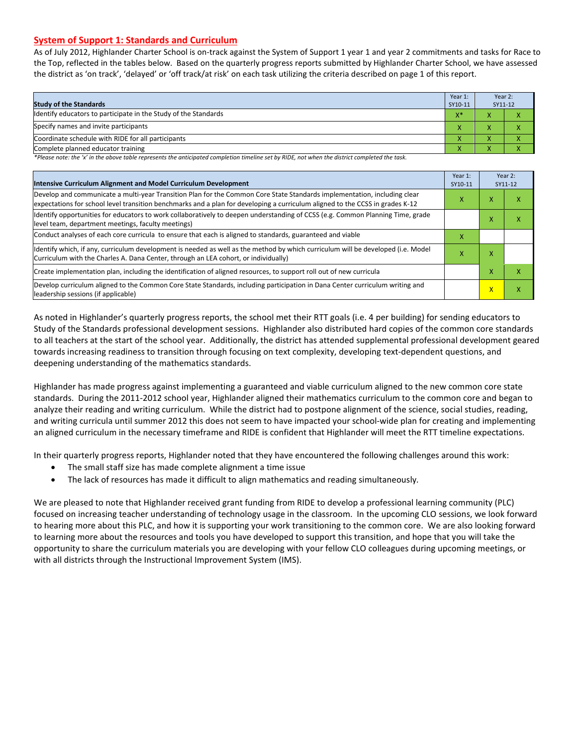## System of Support 1: Standards and Curriculum

As of July 2012, Highlander Charter School is on-track against the System of Support 1 year 1 and year 2 commitments and tasks for Race to the Top, reflected in the tables below. Based on the quarterly progress reports submitted by Highlander Charter School, we have assessed the district as 'on track', 'delayed' or 'off track/at risk' on each task utilizing the criteria described on page 1 of this report.

| Study of the Standards | Year 1: SY10-11 | Year 2: SY11-12 | |
|---|---|---|---|
| Identify educators to participate in the Study of the Standards | X* | X | X |
| Specify names and invite participants | X | X | X |
| Coordinate schedule with RIDE for all participants | X | X | X |
| Complete planned educator training | X | X | X |

*\*Please note: the 'x' in the above table represents the anticipated completion timeline set by RIDE, not when the district completed the task.*

| Intensive Curriculum Alignment and Model Curriculum Development | Year 1: SY10-11 | Year 2: SY11-12 | |
|---|---|---|---|
| Develop and communicate a multi-year Transition Plan for the Common Core State Standards implementation, including clear expectations for school level transition benchmarks and a plan for developing a curriculum aligned to the CCSS in grades K-12 | X | X | X |
| Identify opportunities for educators to work collaboratively to deepen understanding of CCSS (e.g. Common Planning Time, grade level team, department meetings, faculty meetings) | | X | X |
| Conduct analyses of each core curricula to ensure that each is aligned to standards, guaranteed and viable | X | | |
| Identify which, if any, curriculum development is needed as well as the method by which curriculum will be developed (i.e. Model Curriculum with the Charles A. Dana Center, through an LEA cohort, or individually) | X | X | |
| Create implementation plan, including the identification of aligned resources, to support roll out of new curricula | | X | X |
| Develop curriculum aligned to the Common Core State Standards, including participation in Dana Center curriculum writing and leadership sessions (if applicable) | | X | X |

As noted in Highlander's quarterly progress reports, the school met their RTT goals (i.e. 4 per building) for sending educators to Study of the Standards professional development sessions. Highlander also distributed hard copies of the common core standards to all teachers at the start of the school year. Additionally, the district has attended supplemental professional development geared towards increasing readiness to transition through focusing on text complexity, developing text-dependent questions, and deepening understanding of the mathematics standards.

Highlander has made progress against implementing a guaranteed and viable curriculum aligned to the new common core state standards. During the 2011-2012 school year, Highlander aligned their mathematics curriculum to the common core and began to analyze their reading and writing curriculum. While the district had to postpone alignment of the science, social studies, reading, and writing curricula until summer 2012 this does not seem to have impacted your school-wide plan for creating and implementing an aligned curriculum in the necessary timeframe and RIDE is confident that Highlander will meet the RTT timeline expectations.

In their quarterly progress reports, Highlander noted that they have encountered the following challenges around this work:

- The small staff size has made complete alignment a time issue
- The lack of resources has made it difficult to align mathematics and reading simultaneously.

We are pleased to note that Highlander received grant funding from RIDE to develop a professional learning community (PLC) focused on increasing teacher understanding of technology usage in the classroom. In the upcoming CLO sessions, we look forward to hearing more about this PLC, and how it is supporting your work transitioning to the common core. We are also looking forward to learning more about the resources and tools you have developed to support this transition, and hope that you will take the opportunity to share the curriculum materials you are developing with your fellow CLO colleagues during upcoming meetings, or with all districts through the Instructional Improvement System (IMS).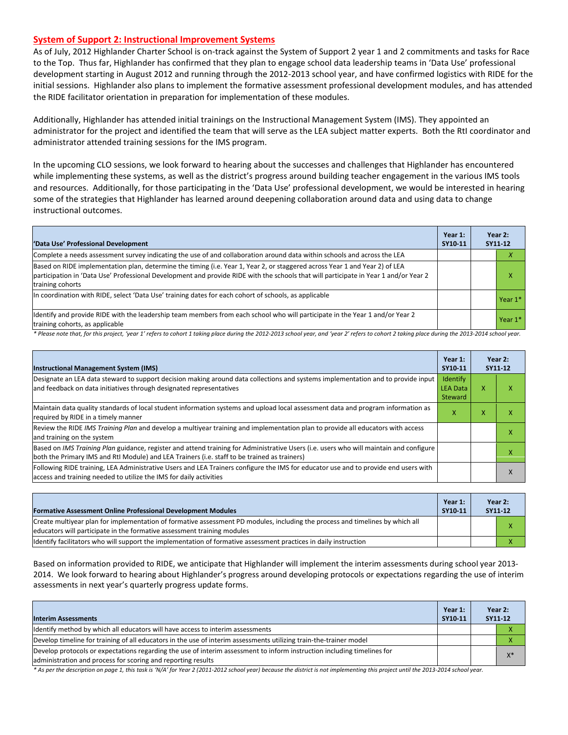## System of Support 2: Instructional Improvement Systems

As of July, 2012 Highlander Charter School is on-track against the System of Support 2 year 1 and 2 commitments and tasks for Race to the Top. Thus far, Highlander has confirmed that they plan to engage school data leadership teams in 'Data Use' professional development starting in August 2012 and running through the 2012-2013 school year, and have confirmed logistics with RIDE for the initial sessions. Highlander also plans to implement the formative assessment professional development modules, and has attended the RIDE facilitator orientation in preparation for implementation of these modules.

Additionally, Highlander has attended initial trainings on the Instructional Management System (IMS). They appointed an administrator for the project and identified the team that will serve as the LEA subject matter experts. Both the RtI coordinator and administrator attended training sessions for the IMS program.

In the upcoming CLO sessions, we look forward to hearing about the successes and challenges that Highlander has encountered while implementing these systems, as well as the district's progress around building teacher engagement in the various IMS tools and resources. Additionally, for those participating in the 'Data Use' professional development, we would be interested in hearing some of the strategies that Highlander has learned around deepening collaboration around data and using data to change instructional outcomes.

| 'Data Use' Professional Development | Year 1: SY10-11 | Year 2: SY11-12 | |
|---|---|---|---|
| Complete a needs assessment survey indicating the use of and collaboration around data within schools and across the LEA | | | *X* |
| Based on RIDE implementation plan, determine the timing (i.e. Year 1, Year 2, or staggered across Year 1 and Year 2) of LEA participation in 'Data Use' Professional Development and provide RIDE with the schools that will participate in Year 1 and/or Year 2 training cohorts | | | X |
| In coordination with RIDE, select 'Data Use' training dates for each cohort of schools, as applicable | | | Year 1* |
| Identify and provide RIDE with the leadership team members from each school who will participate in the Year 1 and/or Year 2 training cohorts, as applicable | | | Year 1* |

*\* Please note that, for this project, 'year 1' refers to cohort 1 taking place during the 2012-2013 school year, and 'year 2' refers to cohort 2 taking place during the 2013-2014 school year.*

| Instructional Management System (IMS) | Year 1: SY10-11 | Year 2: SY11-12 | |
|---|---|---|---|
| Designate an LEA data steward to support decision making around data collections and systems implementation and to provide input and feedback on data initiatives through designated representatives | Identify LEA Data Steward | X | X |
| Maintain data quality standards of local student information systems and upload local assessment data and program information as required by RIDE in a timely manner | X | X | X |
| Review the RIDE *IMS Training Plan* and develop a multiyear training and implementation plan to provide all educators with access and training on the system | | | X |
| Based on *IMS Training Plan* guidance, register and attend training for Administrative Users (i.e. users who will maintain and configure both the Primary IMS and RtI Module) and LEA Trainers (i.e. staff to be trained as trainers) | | | X |
| Following RIDE training, LEA Administrative Users and LEA Trainers configure the IMS for educator use and to provide end users with access and training needed to utilize the IMS for daily activities | | | X |

| Formative Assessment Online Professional Development Modules | Year 1: SY10-11 | Year 2: SY11-12 | |
|---|---|---|---|
| Create multiyear plan for implementation of formative assessment PD modules, including the process and timelines by which all educators will participate in the formative assessment training modules | | | X |
| Identify facilitators who will support the implementation of formative assessment practices in daily instruction | | | X |

Based on information provided to RIDE, we anticipate that Highlander will implement the interim assessments during school year 2013-2014. We look forward to hearing about Highlander's progress around developing protocols or expectations regarding the use of interim assessments in next year's quarterly progress update forms.

| Interim Assessments | Year 1: SY10-11 | Year 2: SY11-12 | |
|---|---|---|---|
| Identify method by which all educators will have access to interim assessments | | | X |
| Develop timeline for training of all educators in the use of interim assessments utilizing train-the-trainer model | | | X |
| Develop protocols or expectations regarding the use of interim assessment to inform instruction including timelines for administration and process for scoring and reporting results | | | X* |

*\* As per the description on page 1, this task is 'N/A' for Year 2 (2011-2012 school year) because the district is not implementing this project until the 2013-2014 school year.*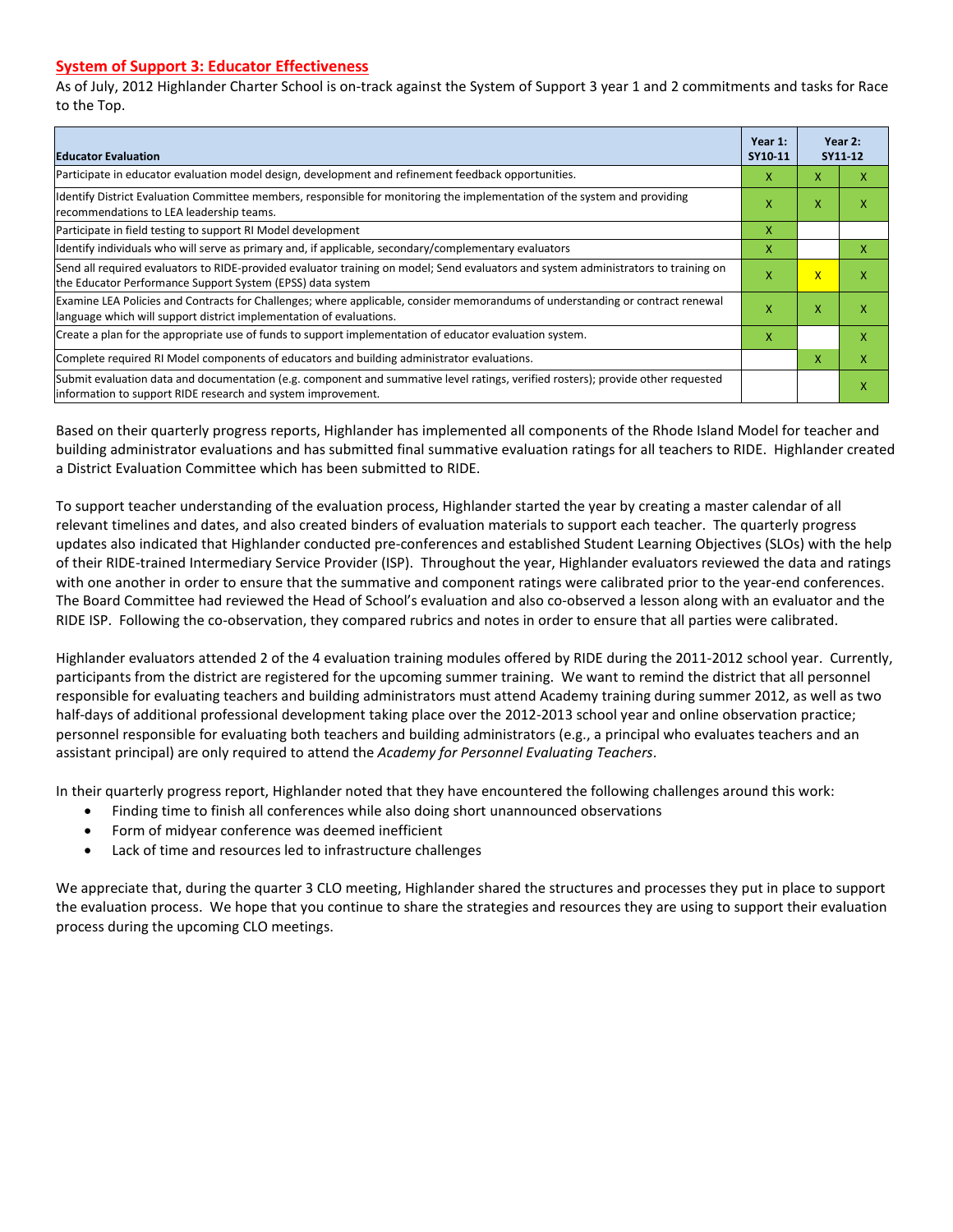## System of Support 3: Educator Effectiveness

As of July, 2012 Highlander Charter School is on-track against the System of Support 3 year 1 and 2 commitments and tasks for Race to the Top.

| Educator Evaluation | Year 1: SY10-11 | Year 2: SY11-12 | |
|---|---|---|---|
| Participate in educator evaluation model design, development and refinement feedback opportunities. | X | X | X |
| Identify District Evaluation Committee members, responsible for monitoring the implementation of the system and providing recommendations to LEA leadership teams. | X | X | X |
| Participate in field testing to support RI Model development | X | | |
| Identify individuals who will serve as primary and, if applicable, secondary/complementary evaluators | X | | X |
| Send all required evaluators to RIDE-provided evaluator training on model; Send evaluators and system administrators to training on the Educator Performance Support System (EPSS) data system | X | X | X |
| Examine LEA Policies and Contracts for Challenges; where applicable, consider memorandums of understanding or contract renewal language which will support district implementation of evaluations. | X | X | X |
| Create a plan for the appropriate use of funds to support implementation of educator evaluation system. | X | | X |
| Complete required RI Model components of educators and building administrator evaluations. | | X | X |
| Submit evaluation data and documentation (e.g. component and summative level ratings, verified rosters); provide other requested information to support RIDE research and system improvement. | | | X |

Based on their quarterly progress reports, Highlander has implemented all components of the Rhode Island Model for teacher and building administrator evaluations and has submitted final summative evaluation ratings for all teachers to RIDE. Highlander created a District Evaluation Committee which has been submitted to RIDE.

To support teacher understanding of the evaluation process, Highlander started the year by creating a master calendar of all relevant timelines and dates, and also created binders of evaluation materials to support each teacher. The quarterly progress updates also indicated that Highlander conducted pre-conferences and established Student Learning Objectives (SLOs) with the help of their RIDE-trained Intermediary Service Provider (ISP). Throughout the year, Highlander evaluators reviewed the data and ratings with one another in order to ensure that the summative and component ratings were calibrated prior to the year-end conferences. The Board Committee had reviewed the Head of School's evaluation and also co-observed a lesson along with an evaluator and the RIDE ISP. Following the co-observation, they compared rubrics and notes in order to ensure that all parties were calibrated.

Highlander evaluators attended 2 of the 4 evaluation training modules offered by RIDE during the 2011-2012 school year. Currently, participants from the district are registered for the upcoming summer training. We want to remind the district that all personnel responsible for evaluating teachers and building administrators must attend Academy training during summer 2012, as well as two half-days of additional professional development taking place over the 2012-2013 school year and online observation practice; personnel responsible for evaluating both teachers and building administrators (e.g., a principal who evaluates teachers and an assistant principal) are only required to attend the *Academy for Personnel Evaluating Teachers*.

In their quarterly progress report, Highlander noted that they have encountered the following challenges around this work:

- Finding time to finish all conferences while also doing short unannounced observations
- Form of midyear conference was deemed inefficient
- Lack of time and resources led to infrastructure challenges

We appreciate that, during the quarter 3 CLO meeting, Highlander shared the structures and processes they put in place to support the evaluation process. We hope that you continue to share the strategies and resources they are using to support their evaluation process during the upcoming CLO meetings.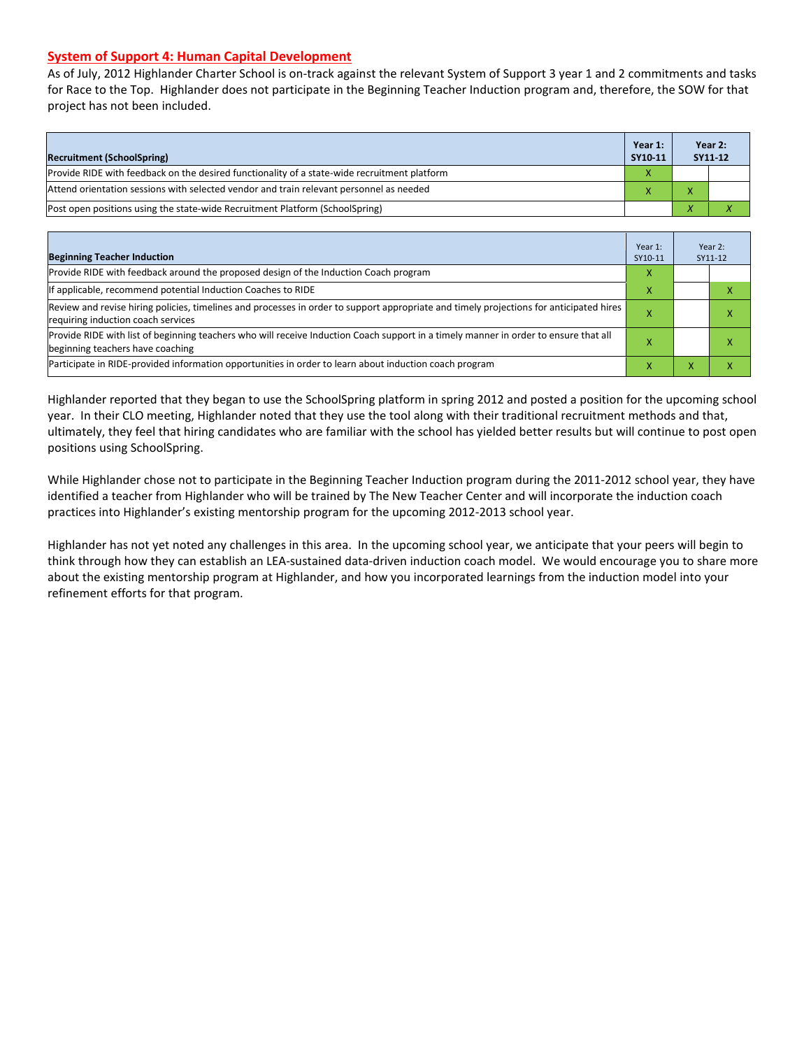## System of Support 4: Human Capital Development

As of July, 2012 Highlander Charter School is on-track against the relevant System of Support 3 year 1 and 2 commitments and tasks for Race to the Top. Highlander does not participate in the Beginning Teacher Induction program and, therefore, the SOW for that project has not been included.

| Recruitment (SchoolSpring) | Year 1: SY10-11 | Year 2: SY11-12 | |
|---|---|---|---|
| Provide RIDE with feedback on the desired functionality of a state-wide recruitment platform | X | | |
| Attend orientation sessions with selected vendor and train relevant personnel as needed | X | X | |
| Post open positions using the state-wide Recruitment Platform (SchoolSpring) | | *X* | *X* |

| Beginning Teacher Induction | Year 1: SY10-11 | Year 2: SY11-12 | |
|---|---|---|---|
| Provide RIDE with feedback around the proposed design of the Induction Coach program | X | | |
| If applicable, recommend potential Induction Coaches to RIDE | X | | X |
| Review and revise hiring policies, timelines and processes in order to support appropriate and timely projections for anticipated hires requiring induction coach services | X | | X |
| Provide RIDE with list of beginning teachers who will receive Induction Coach support in a timely manner in order to ensure that all beginning teachers have coaching | X | | X |
| Participate in RIDE-provided information opportunities in order to learn about induction coach program | X | X | X |

Highlander reported that they began to use the SchoolSpring platform in spring 2012 and posted a position for the upcoming school year. In their CLO meeting, Highlander noted that they use the tool along with their traditional recruitment methods and that, ultimately, they feel that hiring candidates who are familiar with the school has yielded better results but will continue to post open positions using SchoolSpring.

While Highlander chose not to participate in the Beginning Teacher Induction program during the 2011-2012 school year, they have identified a teacher from Highlander who will be trained by The New Teacher Center and will incorporate the induction coach practices into Highlander's existing mentorship program for the upcoming 2012-2013 school year.

Highlander has not yet noted any challenges in this area. In the upcoming school year, we anticipate that your peers will begin to think through how they can establish an LEA-sustained data-driven induction coach model. We would encourage you to share more about the existing mentorship program at Highlander, and how you incorporated learnings from the induction model into your refinement efforts for that program.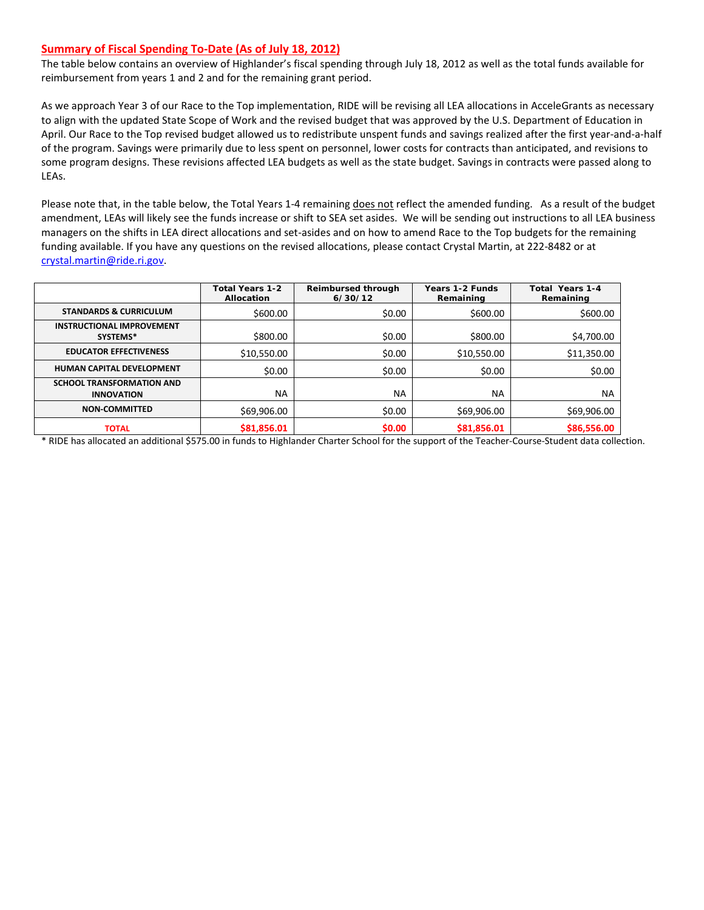## Summary of Fiscal Spending To-Date (As of July 18, 2012)

The table below contains an overview of Highlander's fiscal spending through July 18, 2012 as well as the total funds available for reimbursement from years 1 and 2 and for the remaining grant period.

As we approach Year 3 of our Race to the Top implementation, RIDE will be revising all LEA allocations in AcceleGrants as necessary to align with the updated State Scope of Work and the revised budget that was approved by the U.S. Department of Education in April. Our Race to the Top revised budget allowed us to redistribute unspent funds and savings realized after the first year-and-a-half of the program. Savings were primarily due to less spent on personnel, lower costs for contracts than anticipated, and revisions to some program designs. These revisions affected LEA budgets as well as the state budget. Savings in contracts were passed along to LEAs.

Please note that, in the table below, the Total Years 1-4 remaining does not reflect the amended funding. As a result of the budget amendment, LEAs will likely see the funds increase or shift to SEA set asides. We will be sending out instructions to all LEA business managers on the shifts in LEA direct allocations and set-asides and on how to amend Race to the Top budgets for the remaining funding available. If you have any questions on the revised allocations, please contact Crystal Martin, at 222-8482 or at crystal.martin@ride.ri.gov.

| | Total Years 1-2 Allocation | Reimbursed through 6/30/12 | Years 1-2 Funds Remaining | Total Years 1-4 Remaining |
|---|---|---|---|---|
| **STANDARDS & CURRICULUM** | $600.00 | $0.00 | $600.00 | $600.00 |
| **INSTRUCTIONAL IMPROVEMENT SYSTEMS*** | $800.00 | $0.00 | $800.00 | $4,700.00 |
| **EDUCATOR EFFECTIVENESS** | $10,550.00 | $0.00 | $10,550.00 | $11,350.00 |
| **HUMAN CAPITAL DEVELOPMENT** | $0.00 | $0.00 | $0.00 | $0.00 |
| **SCHOOL TRANSFORMATION AND INNOVATION** | NA | NA | NA | NA |
| **NON-COMMITTED** | $69,906.00 | $0.00 | $69,906.00 | $69,906.00 |
| **TOTAL** | **$81,856.01** | **$0.00** | **$81,856.01** | **$86,556.00** |

* RIDE has allocated an additional $575.00 in funds to Highlander Charter School for the support of the Teacher-Course-Student data collection.